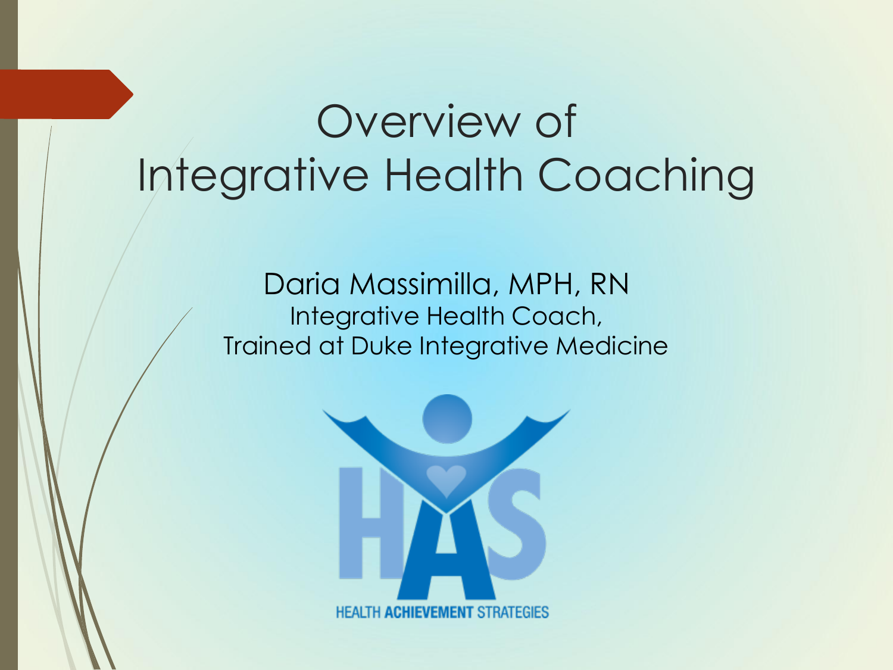# Overview of Integrative Health Coaching

Daria Massimilla, MPH, RN

Integrative Health Coach,

Trained at Duke Integrative Medicine

HEALTH ACHIEVEMENT STRATEGIES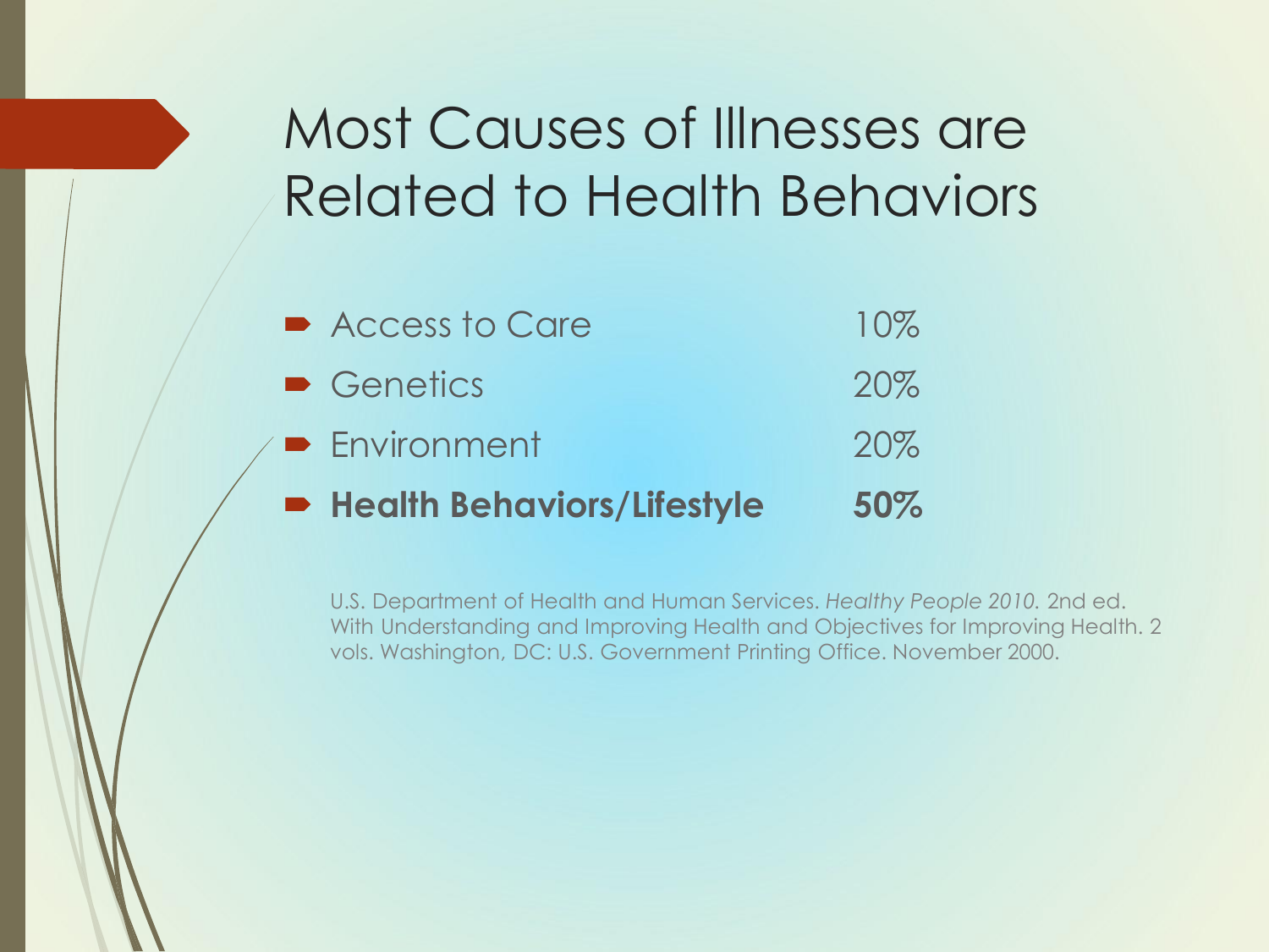# Most Causes of Illnesses are Related to Health Behaviors

- Access to Care 10%
- Genetics 20%
- Environment 20%
- **Health Behaviors/Lifestyle 50%**

U.S. Department of Health and Human Services. *Healthy People 2010.* 2nd ed. With Understanding and Improving Health and Objectives for Improving Health. 2 vols. Washington, DC: U.S. Government Printing Office. November 2000.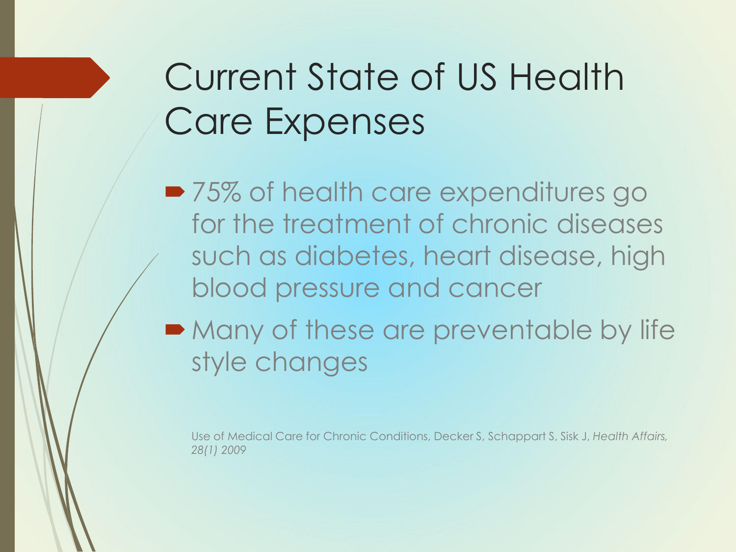# Current State of US Health Care Expenses

- 75% of health care expenditures go for the treatment of chronic diseases such as diabetes, heart disease, high blood pressure and cancer
- Many of these are preventable by life style changes

Use of Medical Care for Chronic Conditions, Decker S, Schappart S, Sisk J, *Health Affairs, 28(1) 2009*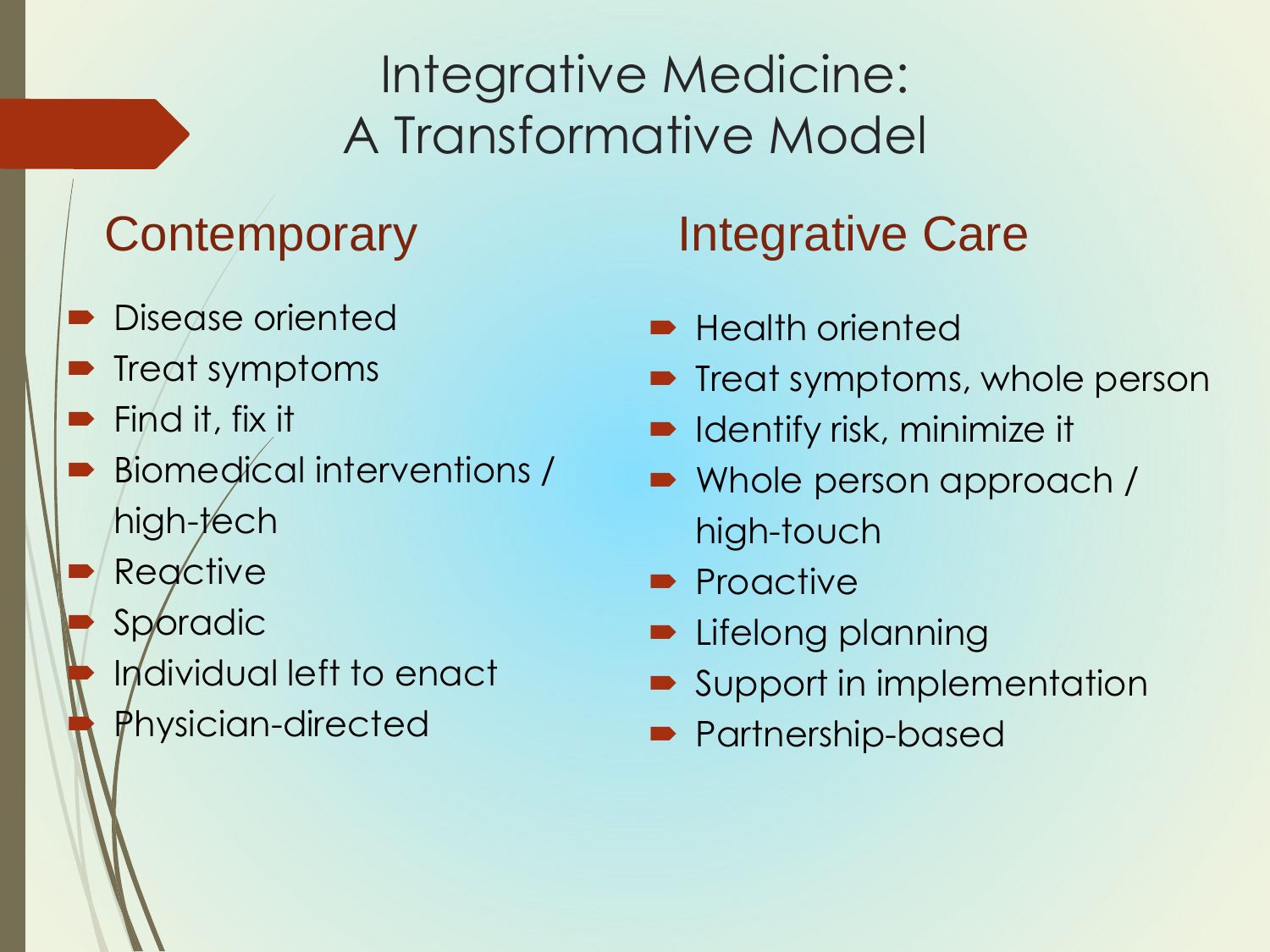# Integrative Medicine: A Transformative Model

## Contemporary

- Disease oriented
- Treat symptoms
- Find it, fix it
- Biomedical interventions / high-tech
- Reactive
- Sporadic
- Individual left to enact
- Physician-directed

## Integrative Care

- Health oriented
- Treat symptoms, whole person
- Identify risk, minimize it
- Whole person approach / high-touch
- Proactive
- Lifelong planning
- Support in implementation
- Partnership-based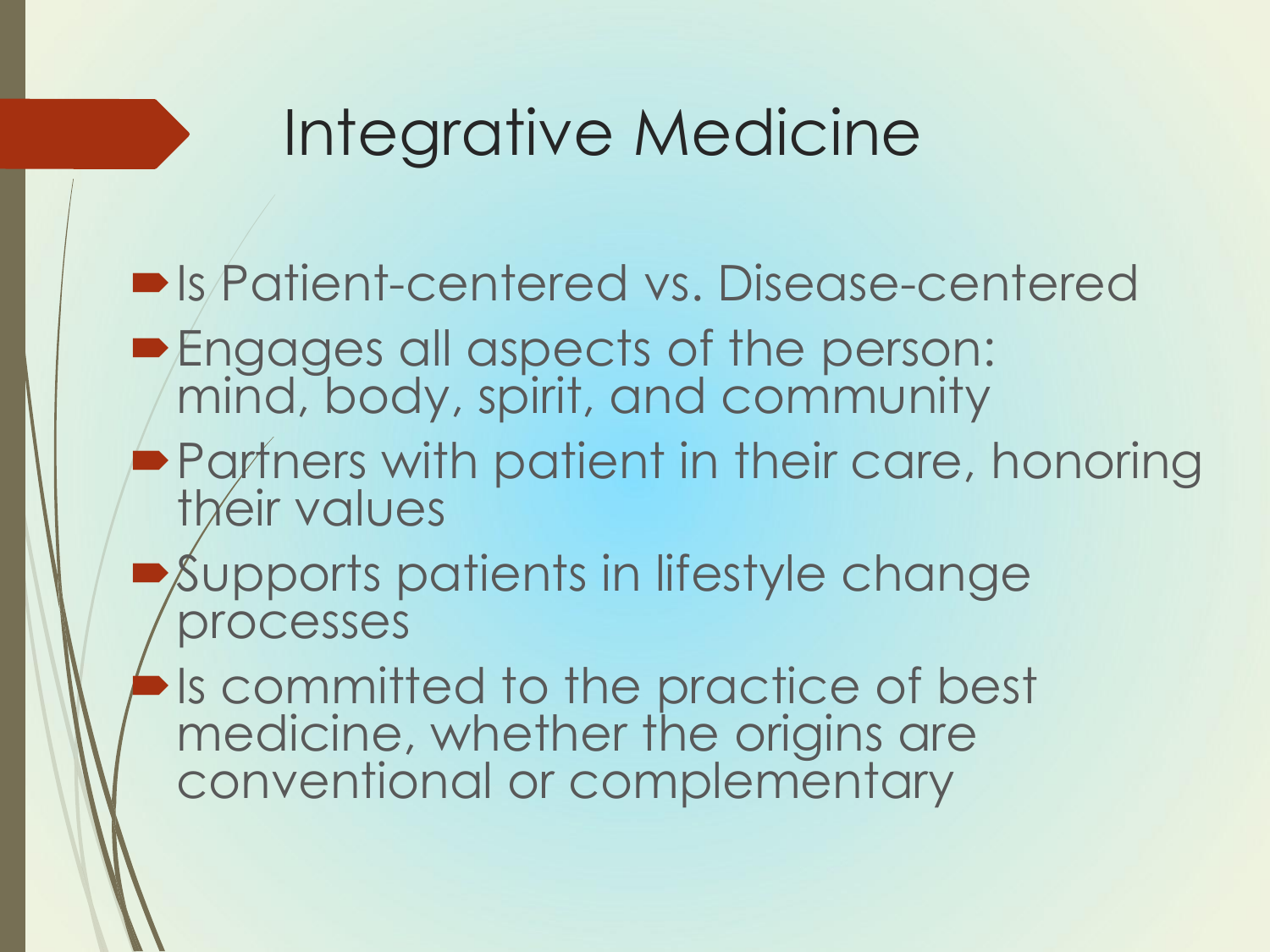# Integrative Medicine

- Is Patient-centered vs. Disease-centered
- Engages all aspects of the person: mind, body, spirit, and community
- Partners with patient in their care, honoring their values
- Supports patients in lifestyle change processes
- Is committed to the practice of best medicine, whether the origins are conventional or complementary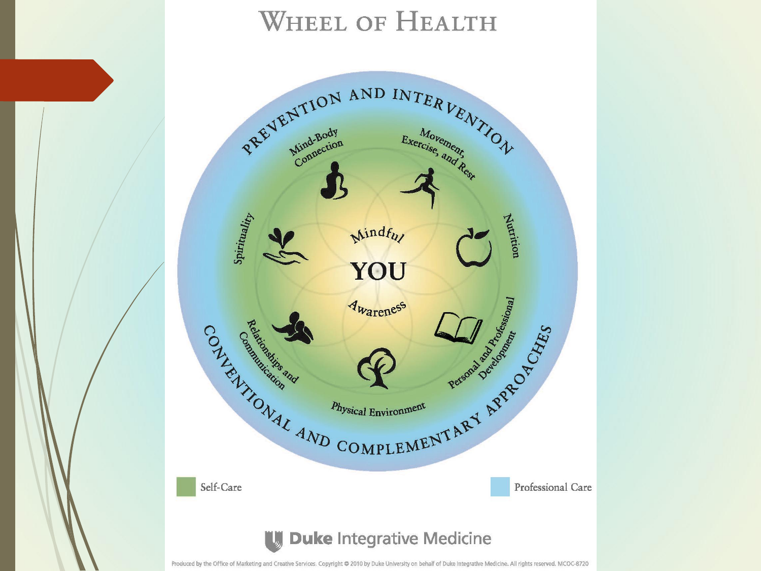# Wheel of Health

PREVENTION AND INTERVENTION

Mind-Body Connection

Movement, Exercise, and Rest

Nutrition

Personal and Professional Development

Physical Environment

Relationships and Communication

Spirituality

Mindful

YOU

Awareness

CONVENTIONAL AND COMPLEMENTARY APPROACHES

Self-Care

Professional Care

Duke Integrative Medicine

Produced by the Office of Marketing and Creative Services. Copyright © 2010 by Duke University on behalf of Duke Integrative Medicine. All rights reserved. MCOC-8720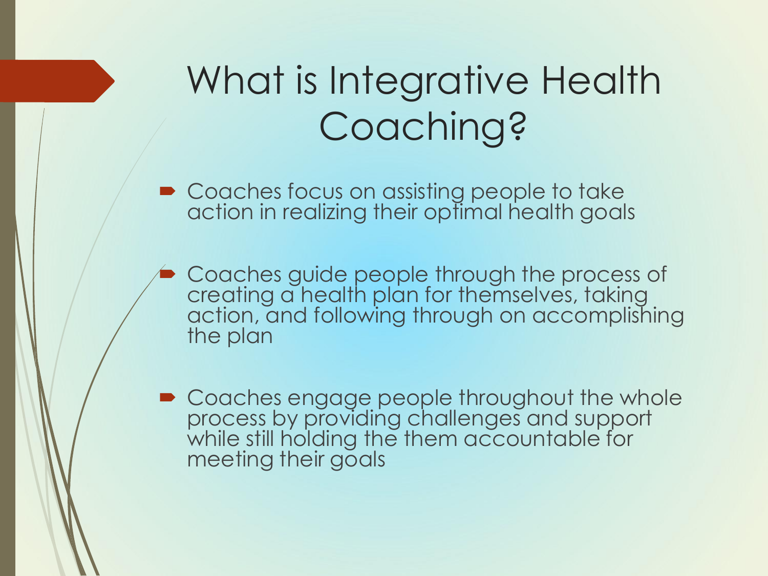# What is Integrative Health Coaching?

- Coaches focus on assisting people to take action in realizing their optimal health goals
- Coaches guide people through the process of creating a health plan for themselves, taking action, and following through on accomplishing the plan
- Coaches engage people throughout the whole process by providing challenges and support while still holding the them accountable for meeting their goals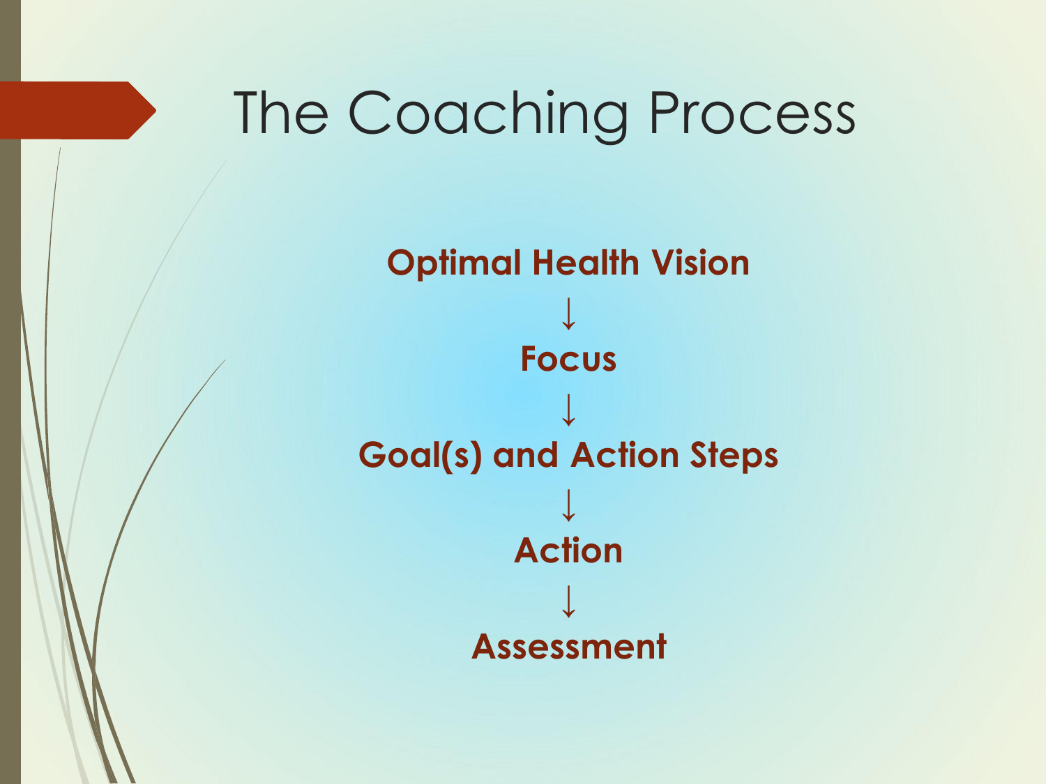# The Coaching Process

**Optimal Health Vision**

↓

**Focus**

↓

**Goal(s) and Action Steps**

↓

**Action**

↓

**Assessment**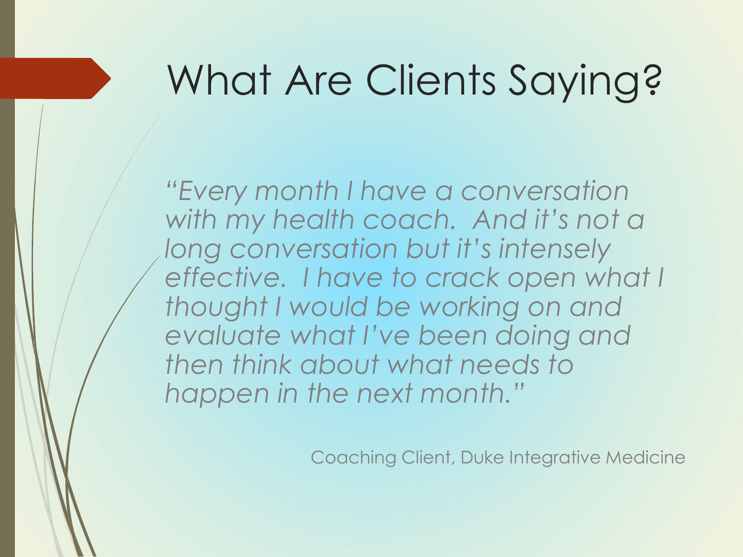# What Are Clients Saying?

*"Every month I have a conversation with my health coach. And it's not a long conversation but it's intensely effective. I have to crack open what I thought I would be working on and evaluate what I've been doing and then think about what needs to happen in the next month."*

Coaching Client, Duke Integrative Medicine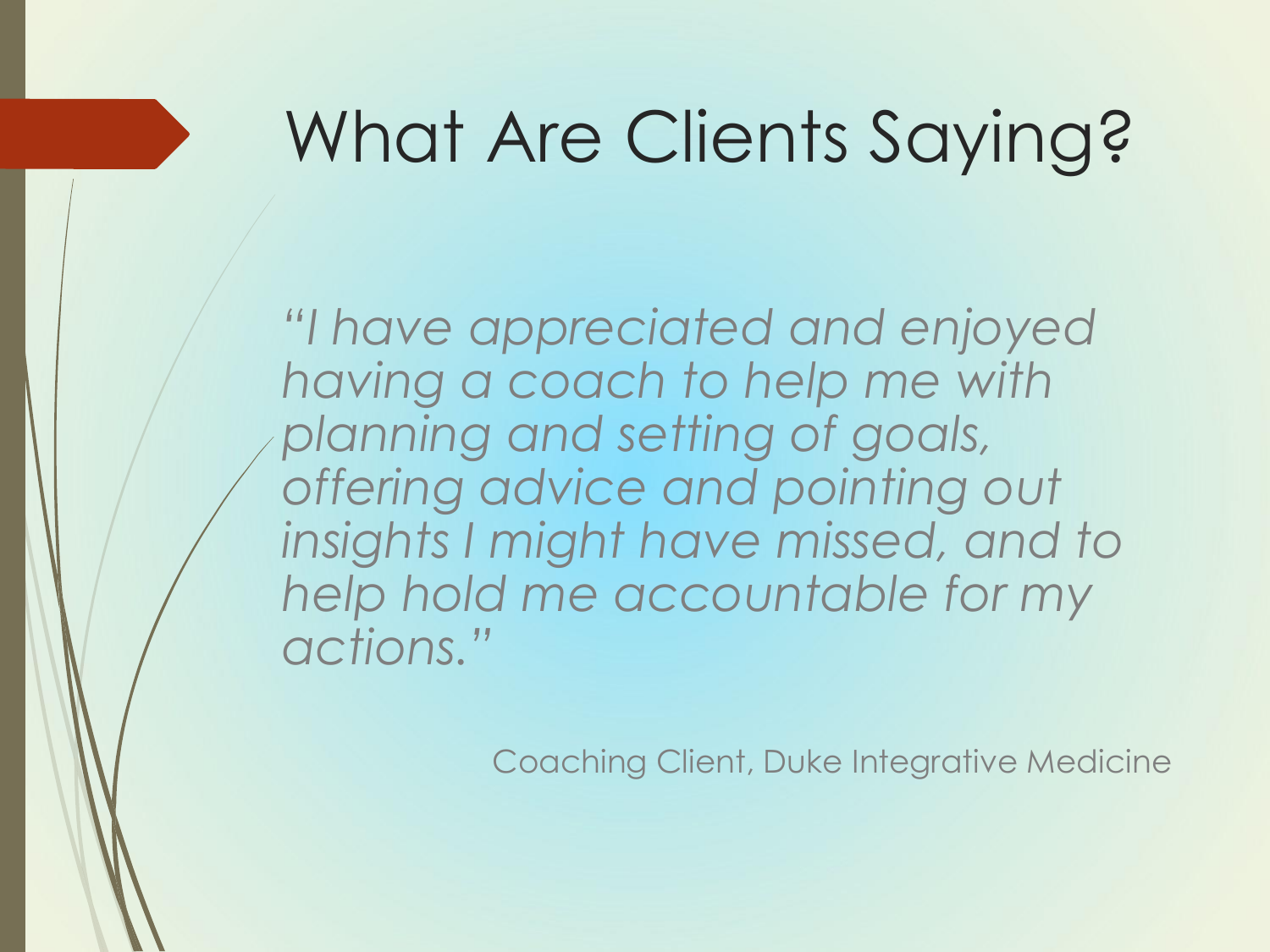# What Are Clients Saying?

*"I have appreciated and enjoyed having a coach to help me with planning and setting of goals, offering advice and pointing out insights I might have missed, and to help hold me accountable for my actions."*

Coaching Client, Duke Integrative Medicine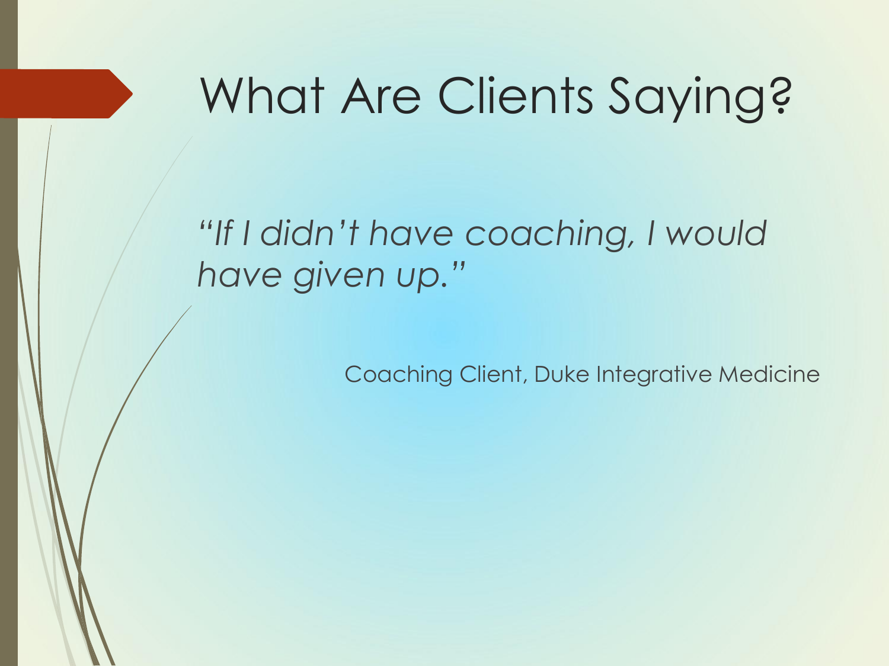# What Are Clients Saying?

*"If I didn't have coaching, I would have given up."*

Coaching Client, Duke Integrative Medicine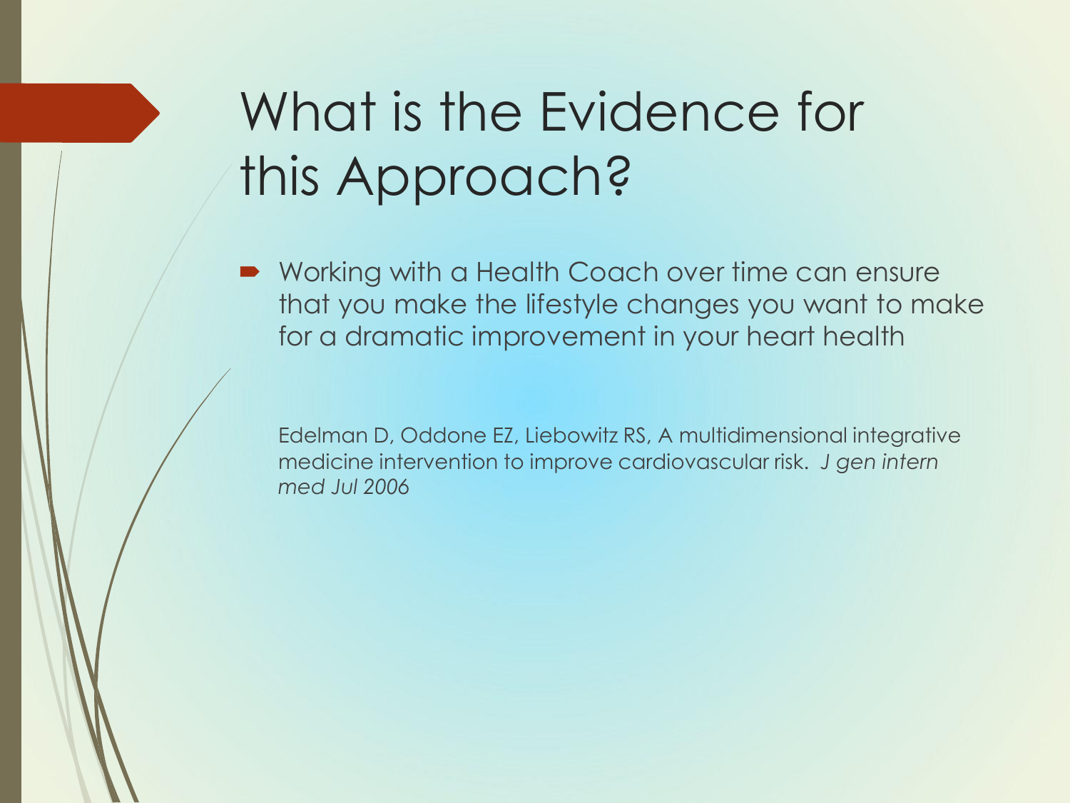# What is the Evidence for this Approach?

- Working with a Health Coach over time can ensure that you make the lifestyle changes you want to make for a dramatic improvement in your heart health

Edelman D, Oddone EZ, Liebowitz RS, A multidimensional integrative medicine intervention to improve cardiovascular risk. *J gen intern med Jul 2006*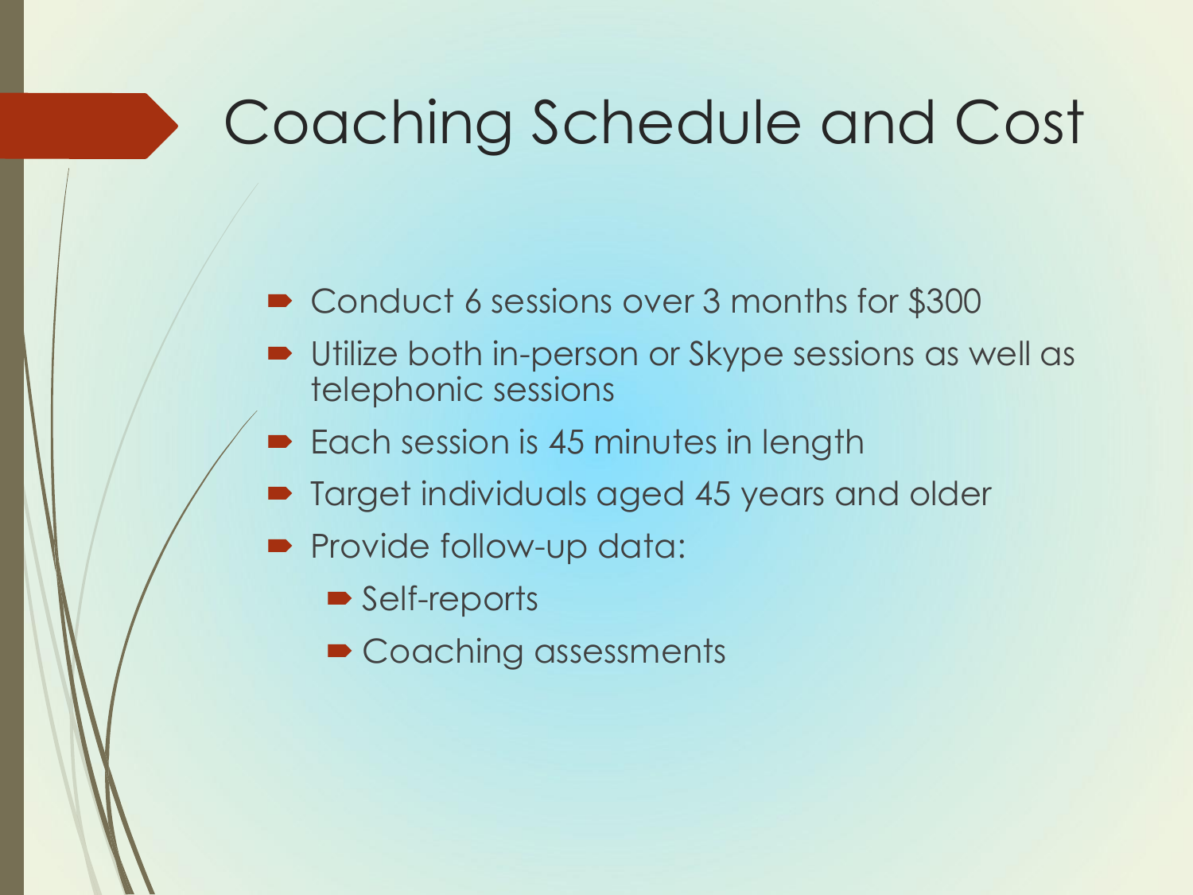# Coaching Schedule and Cost

- Conduct 6 sessions over 3 months for $300
- Utilize both in-person or Skype sessions as well as telephonic sessions
- Each session is 45 minutes in length
- Target individuals aged 45 years and older
- Provide follow-up data:
  - Self-reports
  - Coaching assessments